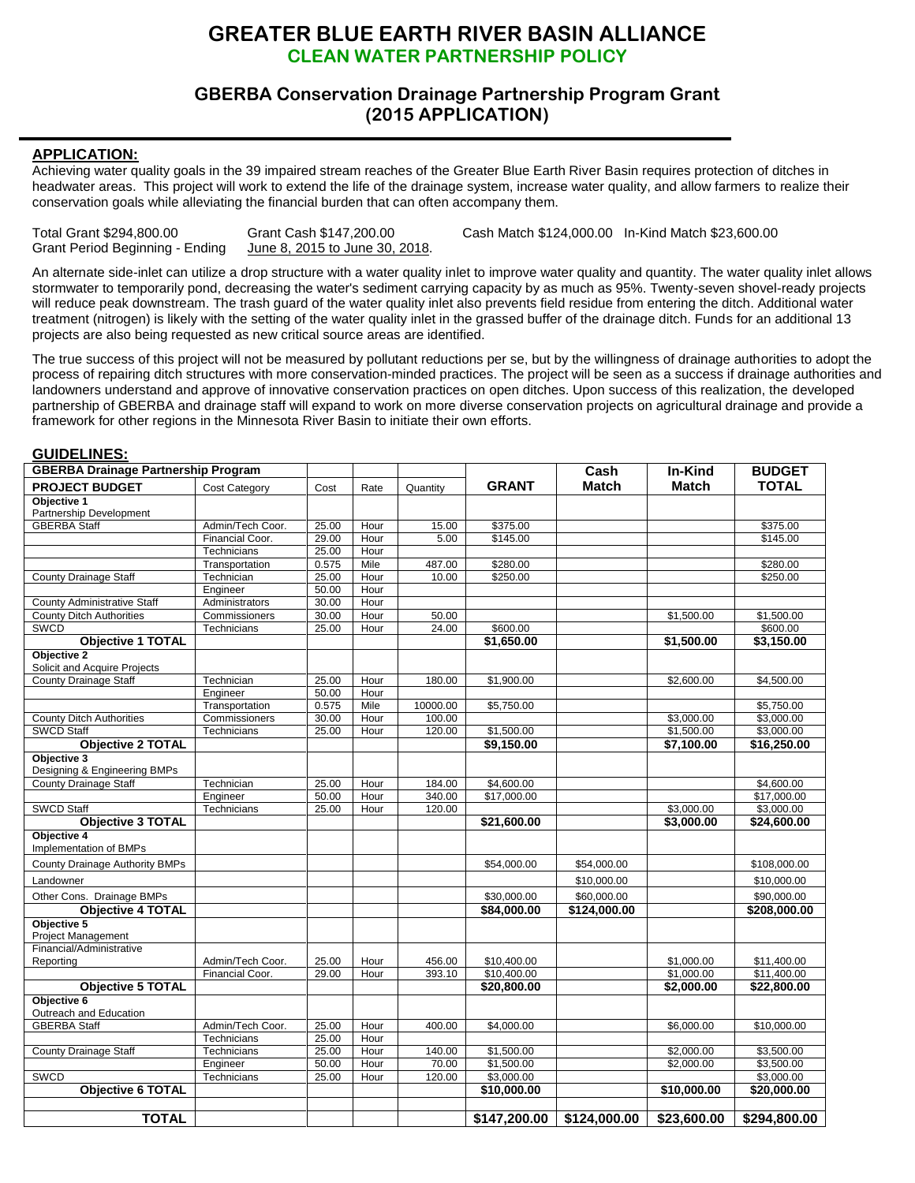# GREATER BLUE EARTH RIVER BASIN ALLIANCE

## CLEAN WATER PARTNERSHIP POLICY

### GBERBA Conservation Drainage Partnership Program Grant (2015 APPLICATION)

#### APPLICATION:

Achieving water quality goals in the 39 impaired stream reaches of the Greater Blue Earth River Basin requires protection of ditches in headwater areas. This project will work to extend the life of the drainage system, increase water quality, and allow farmers to realize their conservation goals while alleviating the financial burden that can often accompany them.

Total Grant $294,800.00　　Grant Cash $147,200.00　　Cash Match $124,000.00　In-Kind Match $23,600.00
Grant Period Beginning - Ending　June 8, 2015 to June 30, 2018.

An alternate side-inlet can utilize a drop structure with a water quality inlet to improve water quality and quantity. The water quality inlet allows stormwater to temporarily pond, decreasing the water's sediment carrying capacity by as much as 95%. Twenty-seven shovel-ready projects will reduce peak downstream. The trash guard of the water quality inlet also prevents field residue from entering the ditch. Additional water treatment (nitrogen) is likely with the setting of the water quality inlet in the grassed buffer of the drainage ditch. Funds for an additional 13 projects are also being requested as new critical source areas are identified.

The true success of this project will not be measured by pollutant reductions per se, but by the willingness of drainage authorities to adopt the process of repairing ditch structures with more conservation-minded practices. The project will be seen as a success if drainage authorities and landowners understand and approve of innovative conservation practices on open ditches. Upon success of this realization, the developed partnership of GBERBA and drainage staff will expand to work on more diverse conservation projects on agricultural drainage and provide a framework for other regions in the Minnesota River Basin to initiate their own efforts.

#### GUIDELINES:

| GBERBA Drainage Partnership Program | | | | | | Cash | In-Kind | BUDGET |
|---|---|---|---|---|---|---|---|---|
| **PROJECT BUDGET** | Cost Category | Cost | Rate | Quantity | **GRANT** | **Match** | **Match** | **TOTAL** |
| **Objective 1** Partnership Development | | | | | | | | |
| GBERBA Staff | Admin/Tech Coor. | 25.00 | Hour | 15.00 | $375.00 | | | $375.00 |
| | Financial Coor. | 29.00 | Hour | 5.00 | $145.00 | | | $145.00 |
| | Technicians | 25.00 | Hour | | | | | |
| | Transportation | 0.575 | Mile | 487.00 | $280.00 | | | $280.00 |
| County Drainage Staff | Technician | 25.00 | Hour | 10.00 | $250.00 | | | $250.00 |
| | Engineer | 50.00 | Hour | | | | | |
| County Administrative Staff | Administrators | 30.00 | Hour | | | | | |
| County Ditch Authorities | Commissioners | 30.00 | Hour | 50.00 | | | $1,500.00 | $1,500.00 |
| SWCD | Technicians | 25.00 | Hour | 24.00 | $600.00 | | | $600.00 |
| **Objective 1 TOTAL** | | | | | **$1,650.00** | | **$1,500.00** | **$3,150.00** |
| **Objective 2** Solicit and Acquire Projects | | | | | | | | |
| County Drainage Staff | Technician | 25.00 | Hour | 180.00 | $1,900.00 | | $2,600.00 | $4,500.00 |
| | Engineer | 50.00 | Hour | | | | | |
| | Transportation | 0.575 | Mile | 10000.00 | $5,750.00 | | | $5,750.00 |
| County Ditch Authorities | Commissioners | 30.00 | Hour | 100.00 | | | $3,000.00 | $3,000.00 |
| SWCD Staff | Technicians | 25.00 | Hour | 120.00 | $1,500.00 | | $1,500.00 | $3,000.00 |
| **Objective 2 TOTAL** | | | | | **$9,150.00** | | **$7,100.00** | **$16,250.00** |
| **Objective 3** Designing & Engineering BMPs | | | | | | | | |
| County Drainage Staff | Technician | 25.00 | Hour | 184.00 | $4,600.00 | | | $4,600.00 |
| | Engineer | 50.00 | Hour | 340.00 | $17,000.00 | | | $17,000.00 |
| SWCD Staff | Technicians | 25.00 | Hour | 120.00 | | | $3,000.00 | $3,000.00 |
| **Objective 3 TOTAL** | | | | | **$21,600.00** | | **$3,000.00** | **$24,600.00** |
| **Objective 4** Implementation of BMPs | | | | | | | | |
| County Drainage Authority BMPs | | | | | $54,000.00 | $54,000.00 | | $108,000.00 |
| Landowner | | | | | | $10,000.00 | | $10,000.00 |
| Other Cons. Drainage BMPs | | | | | $30,000.00 | $60,000.00 | | $90,000.00 |
| **Objective 4 TOTAL** | | | | | **$84,000.00** | **$124,000.00** | | **$208,000.00** |
| **Objective 5** Project Management | | | | | | | | |
| Financial/Administrative Reporting | Admin/Tech Coor. | 25.00 | Hour | 456.00 | $10,400.00 | | $1,000.00 | $11,400.00 |
| | Financial Coor. | 29.00 | Hour | 393.10 | $10,400.00 | | $1,000.00 | $11,400.00 |
| **Objective 5 TOTAL** | | | | | **$20,800.00** | | **$2,000.00** | **$22,800.00** |
| **Objective 6** Outreach and Education | | | | | | | | |
| GBERBA Staff | Admin/Tech Coor. | 25.00 | Hour | 400.00 | $4,000.00 | | $6,000.00 | $10,000.00 |
| | Technicians | 25.00 | Hour | | | | | |
| County Drainage Staff | Technicians | 25.00 | Hour | 140.00 | $1,500.00 | | $2,000.00 | $3,500.00 |
| | Engineer | 50.00 | Hour | 70.00 | $1,500.00 | | $2,000.00 | $3,500.00 |
| SWCD | Technicians | 25.00 | Hour | 120.00 | $3,000.00 | | | $3,000.00 |
| **Objective 6 TOTAL** | | | | | **$10,000.00** | | **$10,000.00** | **$20,000.00** |
| **TOTAL** | | | | | **$147,200.00** | **$124,000.00** | **$23,600.00** | **$294,800.00** |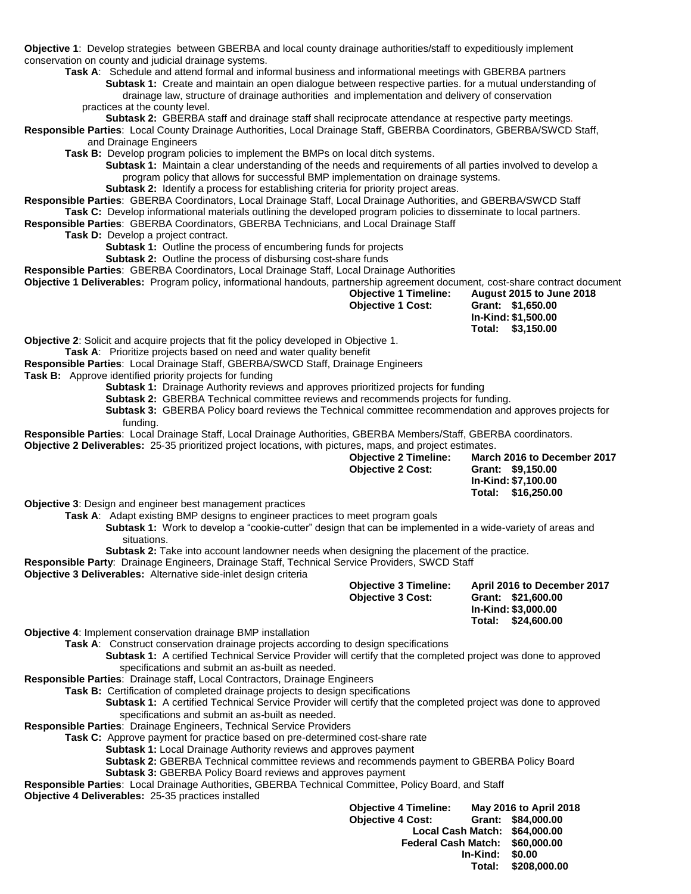**Objective 1**: Develop strategies between GBERBA and local county drainage authorities/staff to expeditiously implement conservation on county and judicial drainage systems.

**Task A**: Schedule and attend formal and informal business and informational meetings with GBERBA partners

**Subtask 1:** Create and maintain an open dialogue between respective parties. for a mutual understanding of drainage law, structure of drainage authorities and implementation and delivery of conservation practices at the county level.

**Subtask 2:** GBERBA staff and drainage staff shall reciprocate attendance at respective party meetings.

**Responsible Parties**: Local County Drainage Authorities, Local Drainage Staff, GBERBA Coordinators, GBERBA/SWCD Staff, and Drainage Engineers

**Task B:** Develop program policies to implement the BMPs on local ditch systems.

**Subtask 1:** Maintain a clear understanding of the needs and requirements of all parties involved to develop a program policy that allows for successful BMP implementation on drainage systems.

**Subtask 2:** Identify a process for establishing criteria for priority project areas.

**Responsible Parties**: GBERBA Coordinators, Local Drainage Staff, Local Drainage Authorities, and GBERBA/SWCD Staff

**Task C:** Develop informational materials outlining the developed program policies to disseminate to local partners.

**Responsible Parties**: GBERBA Coordinators, GBERBA Technicians, and Local Drainage Staff

**Task D:** Develop a project contract.

**Subtask 1:** Outline the process of encumbering funds for projects

**Subtask 2:** Outline the process of disbursing cost-share funds

**Responsible Parties**: GBERBA Coordinators, Local Drainage Staff, Local Drainage Authorities

**Objective 1 Deliverables:** Program policy, informational handouts, partnership agreement document, cost-share contract document

**Objective 1 Timeline: August 2015 to June 2018**

**Objective 1 Cost: Grant: $1,650.00**
**In-Kind: $1,500.00**
**Total: $3,150.00**

**Objective 2**: Solicit and acquire projects that fit the policy developed in Objective 1.

**Task A**: Prioritize projects based on need and water quality benefit

**Responsible Parties**: Local Drainage Staff, GBERBA/SWCD Staff, Drainage Engineers

**Task B:** Approve identified priority projects for funding

**Subtask 1:** Drainage Authority reviews and approves prioritized projects for funding

**Subtask 2:** GBERBA Technical committee reviews and recommends projects for funding.

**Subtask 3:** GBERBA Policy board reviews the Technical committee recommendation and approves projects for funding.

**Responsible Parties**: Local Drainage Staff, Local Drainage Authorities, GBERBA Members/Staff, GBERBA coordinators.

**Objective 2 Deliverables:** 25-35 prioritized project locations, with pictures, maps, and project estimates.

**Objective 2 Timeline: March 2016 to December 2017**

**Objective 2 Cost: Grant: $9,150.00**
**In-Kind: $7,100.00**
**Total: $16,250.00**

**Objective 3**: Design and engineer best management practices

**Task A**: Adapt existing BMP designs to engineer practices to meet program goals

**Subtask 1:** Work to develop a "cookie-cutter" design that can be implemented in a wide-variety of areas and situations.

**Subtask 2:** Take into account landowner needs when designing the placement of the practice.

**Responsible Party**: Drainage Engineers, Drainage Staff, Technical Service Providers, SWCD Staff

**Objective 3 Deliverables:** Alternative side-inlet design criteria

**Objective 3 Timeline: April 2016 to December 2017**

**Objective 3 Cost: Grant: $21,600.00**
**In-Kind: $3,000.00**
**Total: $24,600.00**

**Objective 4**: Implement conservation drainage BMP installation

**Task A**: Construct conservation drainage projects according to design specifications

**Subtask 1:** A certified Technical Service Provider will certify that the completed project was done to approved specifications and submit an as-built as needed.

**Responsible Parties**: Drainage staff, Local Contractors, Drainage Engineers

**Task B:** Certification of completed drainage projects to design specifications

**Subtask 1:** A certified Technical Service Provider will certify that the completed project was done to approved specifications and submit an as-built as needed.

**Responsible Parties**: Drainage Engineers, Technical Service Providers

**Task C:** Approve payment for practice based on pre-determined cost-share rate

**Subtask 1:** Local Drainage Authority reviews and approves payment

**Subtask 2:** GBERBA Technical committee reviews and recommends payment to GBERBA Policy Board

**Subtask 3:** GBERBA Policy Board reviews and approves payment

**Responsible Parties**: Local Drainage Authorities, GBERBA Technical Committee, Policy Board, and Staff

**Objective 4 Deliverables:** 25-35 practices installed

**Objective 4 Timeline: May 2016 to April 2018**

**Objective 4 Cost: Grant: $84,000.00**
**Local Cash Match: $64,000.00**
**Federal Cash Match: $60,000.00**
**In-Kind: $0.00**
**Total: $208,000.00**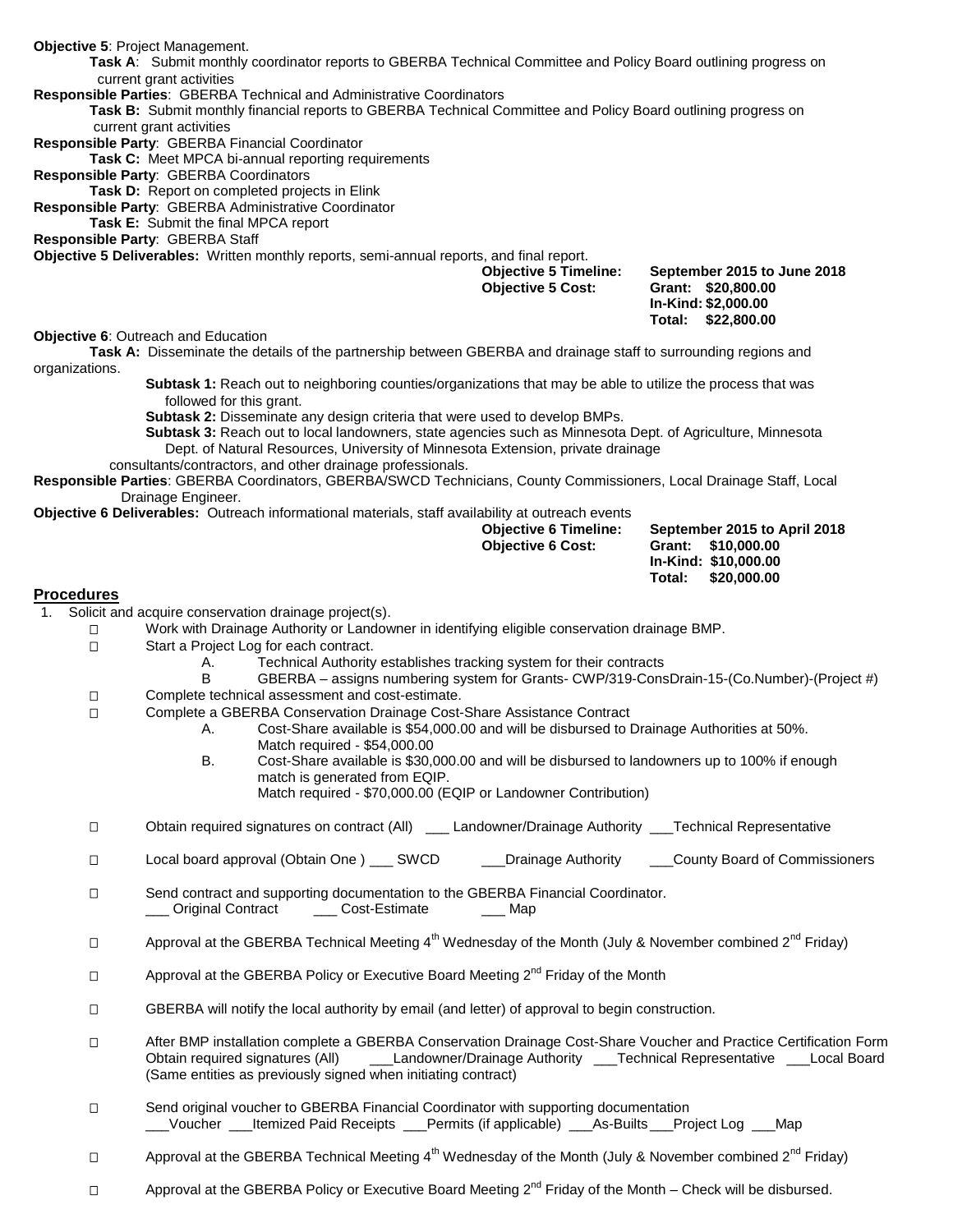**Objective 5**: Project Management.

**Task A**: Submit monthly coordinator reports to GBERBA Technical Committee and Policy Board outlining progress on current grant activities

**Responsible Parties**: GBERBA Technical and Administrative Coordinators

**Task B:** Submit monthly financial reports to GBERBA Technical Committee and Policy Board outlining progress on current grant activities

**Responsible Party**: GBERBA Financial Coordinator

**Task C:** Meet MPCA bi-annual reporting requirements

**Responsible Party**: GBERBA Coordinators

**Task D:** Report on completed projects in Elink

**Responsible Party**: GBERBA Administrative Coordinator

**Task E:** Submit the final MPCA report

**Responsible Party**: GBERBA Staff

**Objective 5 Deliverables:** Written monthly reports, semi-annual reports, and final report.

**Objective 5 Timeline:** **September 2015 to June 2018**

**Objective 5 Cost:** **Grant: $20,800.00**
**In-Kind: $2,000.00**
**Total: $22,800.00**

**Objective 6**: Outreach and Education

**Task A:** Disseminate the details of the partnership between GBERBA and drainage staff to surrounding regions and organizations.

**Subtask 1:** Reach out to neighboring counties/organizations that may be able to utilize the process that was followed for this grant.

**Subtask 2:** Disseminate any design criteria that were used to develop BMPs.

**Subtask 3:** Reach out to local landowners, state agencies such as Minnesota Dept. of Agriculture, Minnesota Dept. of Natural Resources, University of Minnesota Extension, private drainage consultants/contractors, and other drainage professionals.

**Responsible Parties**: GBERBA Coordinators, GBERBA/SWCD Technicians, County Commissioners, Local Drainage Staff, Local Drainage Engineer.

**Objective 6 Deliverables:** Outreach informational materials, staff availability at outreach events

**Objective 6 Timeline:** **September 2015 to April 2018**

**Objective 6 Cost:** **Grant: $10,000.00**
**In-Kind: $10,000.00**
**Total: $20,000.00**

## Procedures

1. Solicit and acquire conservation drainage project(s).
   - ☐ Work with Drainage Authority or Landowner in identifying eligible conservation drainage BMP.
   - ☐ Start a Project Log for each contract.
     - A. Technical Authority establishes tracking system for their contracts
     - B GBERBA – assigns numbering system for Grants- CWP/319-ConsDrain-15-(Co.Number)-(Project #)
   - ☐ Complete technical assessment and cost-estimate.
   - ☐ Complete a GBERBA Conservation Drainage Cost-Share Assistance Contract
     - A. Cost-Share available is $54,000.00 and will be disbursed to Drainage Authorities at 50%. Match required - $54,000.00
     - B. Cost-Share available is $30,000.00 and will be disbursed to landowners up to 100% if enough match is generated from EQIP. Match required - $70,000.00 (EQIP or Landowner Contribution)
   - ☐ Obtain required signatures on contract (All) ___ Landowner/Drainage Authority ___Technical Representative
   - ☐ Local board approval (Obtain One ) ___ SWCD ___Drainage Authority ___County Board of Commissioners
   - ☐ Send contract and supporting documentation to the GBERBA Financial Coordinator.
     ___ Original Contract ___ Cost-Estimate ___ Map
   - ☐ Approval at the GBERBA Technical Meeting 4th Wednesday of the Month (July & November combined 2nd Friday)
   - ☐ Approval at the GBERBA Policy or Executive Board Meeting 2nd Friday of the Month
   - ☐ GBERBA will notify the local authority by email (and letter) of approval to begin construction.
   - ☐ After BMP installation complete a GBERBA Conservation Drainage Cost-Share Voucher and Practice Certification Form
     Obtain required signatures (All) ___Landowner/Drainage Authority ___Technical Representative ___Local Board (Same entities as previously signed when initiating contract)
   - ☐ Send original voucher to GBERBA Financial Coordinator with supporting documentation
     ___Voucher ___Itemized Paid Receipts ___Permits (if applicable) ___As-Builts ___Project Log ___Map
   - ☐ Approval at the GBERBA Technical Meeting 4th Wednesday of the Month (July & November combined 2nd Friday)
   - ☐ Approval at the GBERBA Policy or Executive Board Meeting 2nd Friday of the Month – Check will be disbursed.